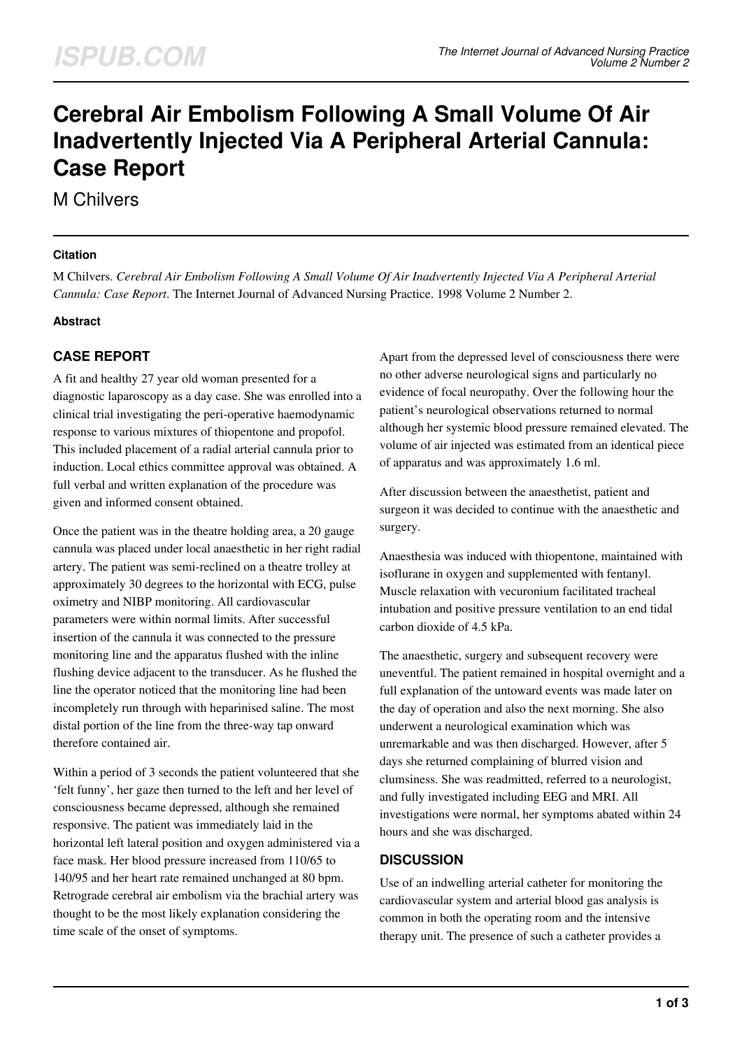# Cerebral Air Embolism Following A Small Volume Of Air Inadvertently Injected Via A Peripheral Arterial Cannula: Case Report

M Chilvers

### Citation

M Chilvers. *Cerebral Air Embolism Following A Small Volume Of Air Inadvertently Injected Via A Peripheral Arterial Cannula: Case Report*. The Internet Journal of Advanced Nursing Practice. 1998 Volume 2 Number 2.

### Abstract

## CASE REPORT

A fit and healthy 27 year old woman presented for a diagnostic laparoscopy as a day case. She was enrolled into a clinical trial investigating the peri-operative haemodynamic response to various mixtures of thiopentone and propofol. This included placement of a radial arterial cannula prior to induction. Local ethics committee approval was obtained. A full verbal and written explanation of the procedure was given and informed consent obtained.

Once the patient was in the theatre holding area, a 20 gauge cannula was placed under local anaesthetic in her right radial artery. The patient was semi-reclined on a theatre trolley at approximately 30 degrees to the horizontal with ECG, pulse oximetry and NIBP monitoring. All cardiovascular parameters were within normal limits. After successful insertion of the cannula it was connected to the pressure monitoring line and the apparatus flushed with the inline flushing device adjacent to the transducer. As he flushed the line the operator noticed that the monitoring line had been incompletely run through with heparinised saline. The most distal portion of the line from the three-way tap onward therefore contained air.

Within a period of 3 seconds the patient volunteered that she 'felt funny', her gaze then turned to the left and her level of consciousness became depressed, although she remained responsive. The patient was immediately laid in the horizontal left lateral position and oxygen administered via a face mask. Her blood pressure increased from 110/65 to 140/95 and her heart rate remained unchanged at 80 bpm. Retrograde cerebral air embolism via the brachial artery was thought to be the most likely explanation considering the time scale of the onset of symptoms.

Apart from the depressed level of consciousness there were no other adverse neurological signs and particularly no evidence of focal neuropathy. Over the following hour the patient's neurological observations returned to normal although her systemic blood pressure remained elevated. The volume of air injected was estimated from an identical piece of apparatus and was approximately 1.6 ml.

After discussion between the anaesthetist, patient and surgeon it was decided to continue with the anaesthetic and surgery.

Anaesthesia was induced with thiopentone, maintained with isoflurane in oxygen and supplemented with fentanyl. Muscle relaxation with vecuronium facilitated tracheal intubation and positive pressure ventilation to an end tidal carbon dioxide of 4.5 kPa.

The anaesthetic, surgery and subsequent recovery were uneventful. The patient remained in hospital overnight and a full explanation of the untoward events was made later on the day of operation and also the next morning. She also underwent a neurological examination which was unremarkable and was then discharged. However, after 5 days she returned complaining of blurred vision and clumsiness. She was readmitted, referred to a neurologist, and fully investigated including EEG and MRI. All investigations were normal, her symptoms abated within 24 hours and she was discharged.

## DISCUSSION

Use of an indwelling arterial catheter for monitoring the cardiovascular system and arterial blood gas analysis is common in both the operating room and the intensive therapy unit. The presence of such a catheter provides a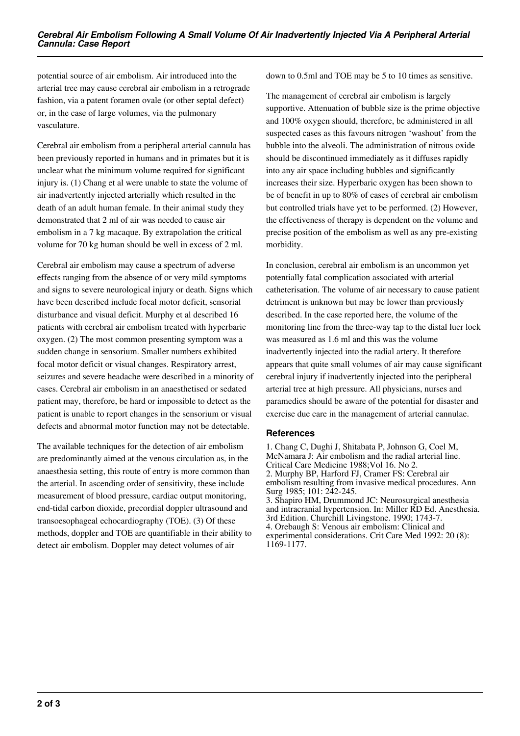potential source of air embolism. Air introduced into the arterial tree may cause cerebral air embolism in a retrograde fashion, via a patent foramen ovale (or other septal defect) or, in the case of large volumes, via the pulmonary vasculature.

Cerebral air embolism from a peripheral arterial cannula has been previously reported in humans and in primates but it is unclear what the minimum volume required for significant injury is. (1) Chang et al were unable to state the volume of air inadvertently injected arterially which resulted in the death of an adult human female. In their animal study they demonstrated that 2 ml of air was needed to cause air embolism in a 7 kg macaque. By extrapolation the critical volume for 70 kg human should be well in excess of 2 ml.

Cerebral air embolism may cause a spectrum of adverse effects ranging from the absence of or very mild symptoms and signs to severe neurological injury or death. Signs which have been described include focal motor deficit, sensorial disturbance and visual deficit. Murphy et al described 16 patients with cerebral air embolism treated with hyperbaric oxygen. (2) The most common presenting symptom was a sudden change in sensorium. Smaller numbers exhibited focal motor deficit or visual changes. Respiratory arrest, seizures and severe headache were described in a minority of cases. Cerebral air embolism in an anaesthetised or sedated patient may, therefore, be hard or impossible to detect as the patient is unable to report changes in the sensorium or visual defects and abnormal motor function may not be detectable.

The available techniques for the detection of air embolism are predominantly aimed at the venous circulation as, in the anaesthesia setting, this route of entry is more common than the arterial. In ascending order of sensitivity, these include measurement of blood pressure, cardiac output monitoring, end-tidal carbon dioxide, precordial doppler ultrasound and transoesophageal echocardiography (TOE). (3) Of these methods, doppler and TOE are quantifiable in their ability to detect air embolism. Doppler may detect volumes of air down to 0.5ml and TOE may be 5 to 10 times as sensitive.

The management of cerebral air embolism is largely supportive. Attenuation of bubble size is the prime objective and 100% oxygen should, therefore, be administered in all suspected cases as this favours nitrogen 'washout' from the bubble into the alveoli. The administration of nitrous oxide should be discontinued immediately as it diffuses rapidly into any air space including bubbles and significantly increases their size. Hyperbaric oxygen has been shown to be of benefit in up to 80% of cases of cerebral air embolism but controlled trials have yet to be performed. (2) However, the effectiveness of therapy is dependent on the volume and precise position of the embolism as well as any pre-existing morbidity.

In conclusion, cerebral air embolism is an uncommon yet potentially fatal complication associated with arterial catheterisation. The volume of air necessary to cause patient detriment is unknown but may be lower than previously described. In the case reported here, the volume of the monitoring line from the three-way tap to the distal luer lock was measured as 1.6 ml and this was the volume inadvertently injected into the radial artery. It therefore appears that quite small volumes of air may cause significant cerebral injury if inadvertently injected into the peripheral arterial tree at high pressure. All physicians, nurses and paramedics should be aware of the potential for disaster and exercise due care in the management of arterial cannulae.

## References

1. Chang C, Dughi J, Shitabata P, Johnson G, Coel M, McNamara J: Air embolism and the radial arterial line. Critical Care Medicine 1988;Vol 16. No 2.
2. Murphy BP, Harford FJ, Cramer FS: Cerebral air embolism resulting from invasive medical procedures. Ann Surg 1985; 101: 242-245.
3. Shapiro HM, Drummond JC: Neurosurgical anesthesia and intracranial hypertension. In: Miller RD Ed. Anesthesia. 3rd Edition. Churchill Livingstone. 1990; 1743-7.
4. Orebaugh S: Venous air embolism: Clinical and experimental considerations. Crit Care Med 1992: 20 (8): 1169-1177.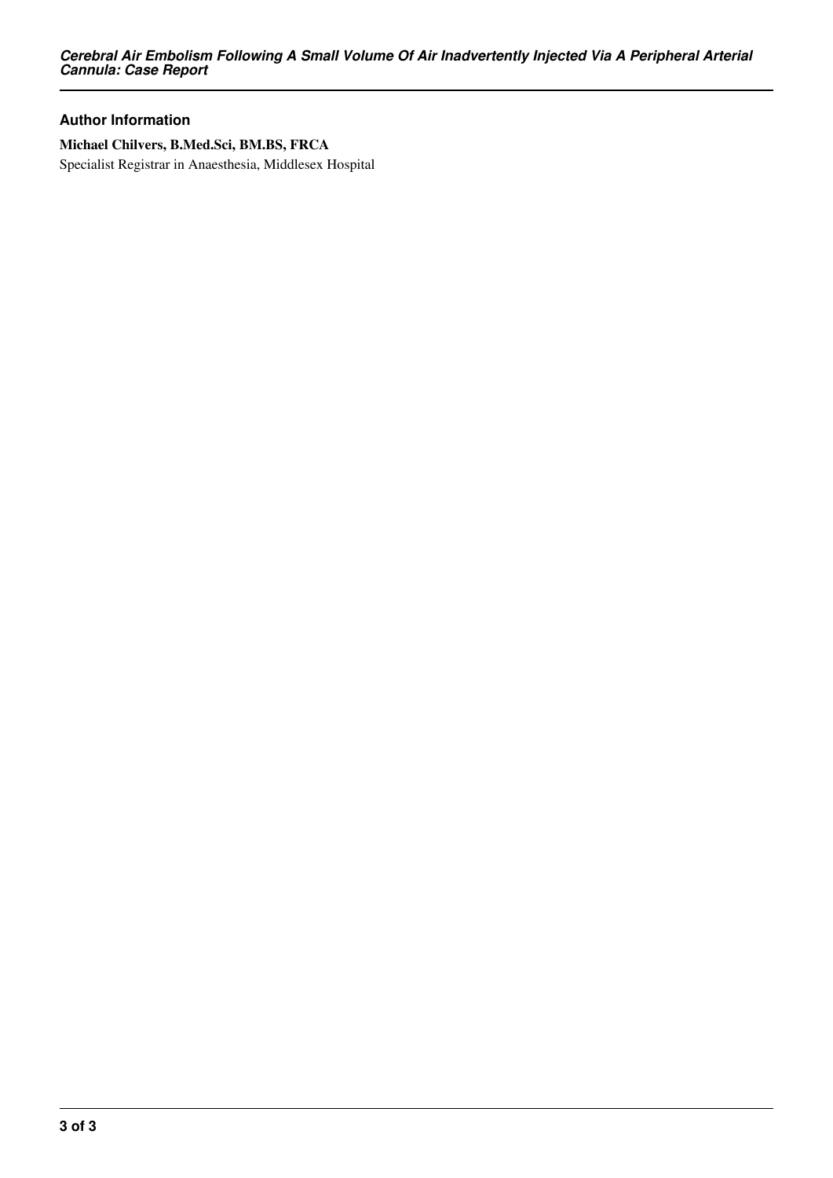## Author Information

**Michael Chilvers, B.Med.Sci, BM.BS, FRCA**

Specialist Registrar in Anaesthesia, Middlesex Hospital